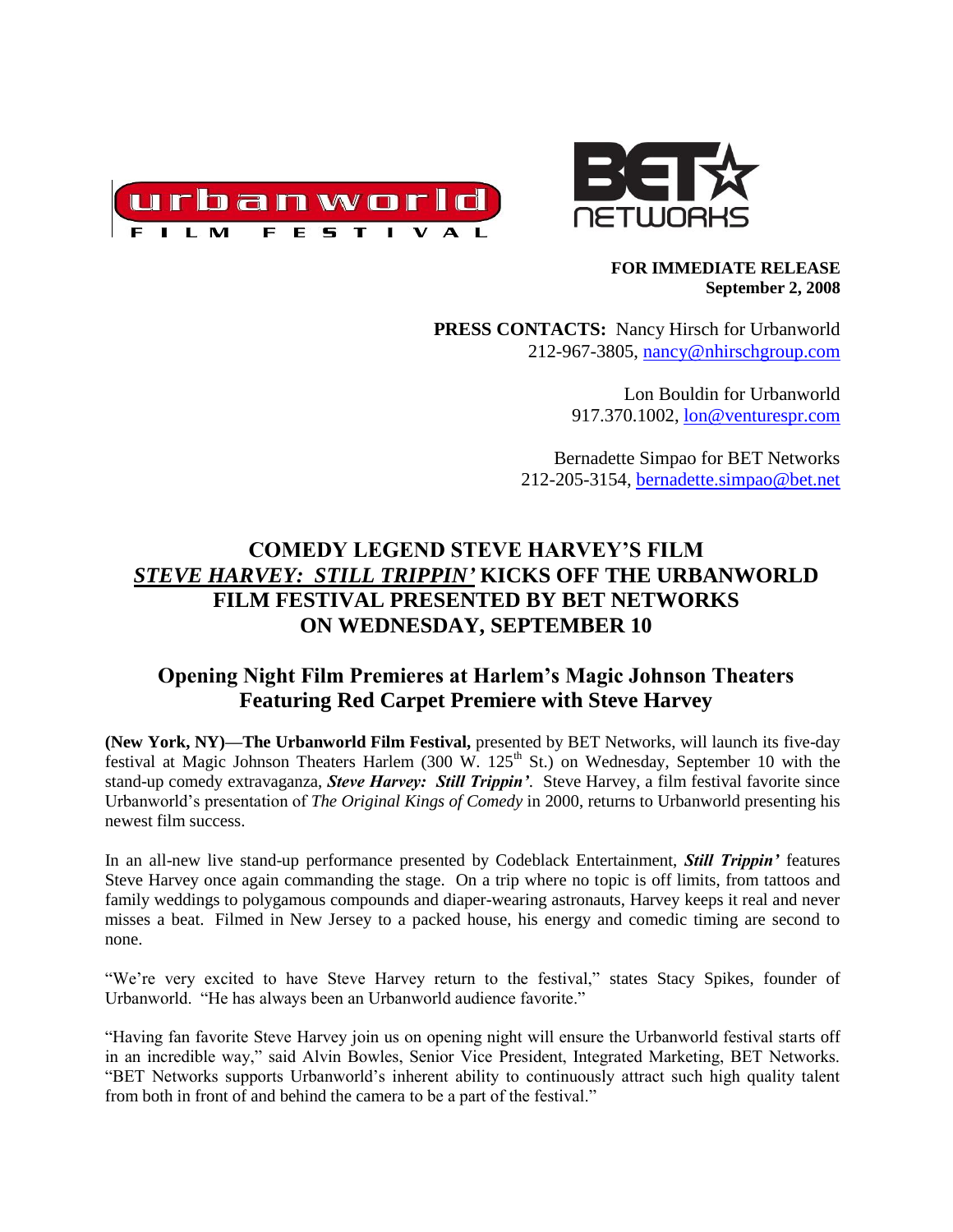**FOR IMMEDIATE RELEASE**
**September 2, 2008**

**PRESS CONTACTS:** Nancy Hirsch for Urbanworld
212-967-3805, nancy@nhirschgroup.com

Lon Bouldin for Urbanworld
917.370.1002, lon@venturespr.com

Bernadette Simpao for BET Networks
212-205-3154, bernadette.simpao@bet.net

# COMEDY LEGEND STEVE HARVEY'S FILM *STEVE HARVEY: STILL TRIPPIN'* KICKS OFF THE URBANWORLD FILM FESTIVAL PRESENTED BY BET NETWORKS ON WEDNESDAY, SEPTEMBER 10

## Opening Night Film Premieres at Harlem's Magic Johnson Theaters Featuring Red Carpet Premiere with Steve Harvey

**(New York, NY)—The Urbanworld Film Festival,** presented by BET Networks, will launch its five-day festival at Magic Johnson Theaters Harlem (300 W. 125th St.) on Wednesday, September 10 with the stand-up comedy extravaganza, ***Steve Harvey: Still Trippin'***. Steve Harvey, a film festival favorite since Urbanworld's presentation of *The Original Kings of Comedy* in 2000, returns to Urbanworld presenting his newest film success.

In an all-new live stand-up performance presented by Codeblack Entertainment, ***Still Trippin'*** features Steve Harvey once again commanding the stage. On a trip where no topic is off limits, from tattoos and family weddings to polygamous compounds and diaper-wearing astronauts, Harvey keeps it real and never misses a beat. Filmed in New Jersey to a packed house, his energy and comedic timing are second to none.

"We're very excited to have Steve Harvey return to the festival," states Stacy Spikes, founder of Urbanworld. "He has always been an Urbanworld audience favorite."

"Having fan favorite Steve Harvey join us on opening night will ensure the Urbanworld festival starts off in an incredible way," said Alvin Bowles, Senior Vice President, Integrated Marketing, BET Networks. "BET Networks supports Urbanworld's inherent ability to continuously attract such high quality talent from both in front of and behind the camera to be a part of the festival."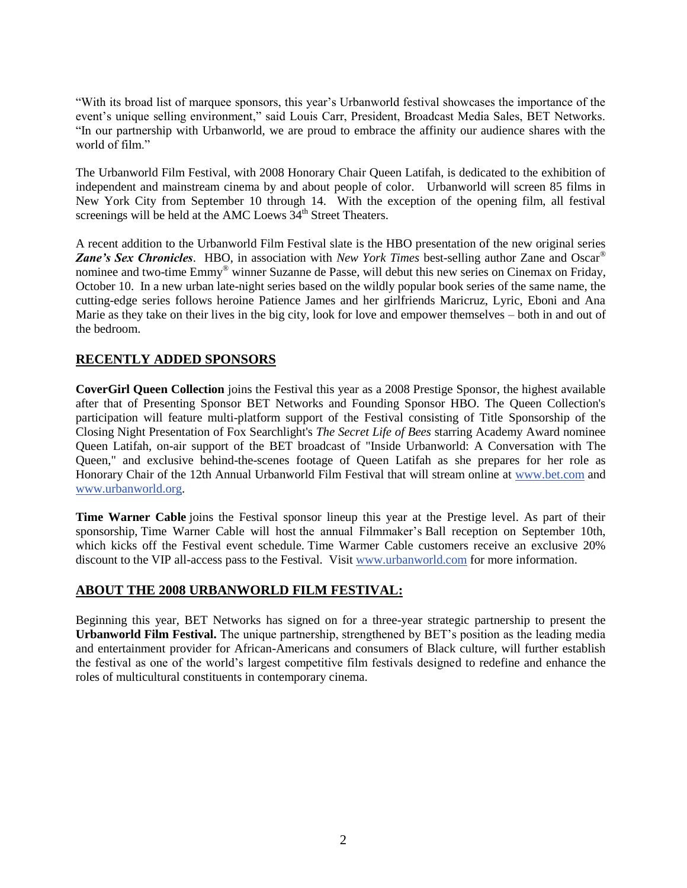"With its broad list of marquee sponsors, this year's Urbanworld festival showcases the importance of the event's unique selling environment," said Louis Carr, President, Broadcast Media Sales, BET Networks. "In our partnership with Urbanworld, we are proud to embrace the affinity our audience shares with the world of film."

The Urbanworld Film Festival, with 2008 Honorary Chair Queen Latifah, is dedicated to the exhibition of independent and mainstream cinema by and about people of color. Urbanworld will screen 85 films in New York City from September 10 through 14. With the exception of the opening film, all festival screenings will be held at the AMC Loews 34th Street Theaters.

A recent addition to the Urbanworld Film Festival slate is the HBO presentation of the new original series ***Zane's Sex Chronicles***. HBO, in association with *New York Times* best-selling author Zane and Oscar® nominee and two-time Emmy® winner Suzanne de Passe, will debut this new series on Cinemax on Friday, October 10. In a new urban late-night series based on the wildly popular book series of the same name, the cutting-edge series follows heroine Patience James and her girlfriends Maricruz, Lyric, Eboni and Ana Marie as they take on their lives in the big city, look for love and empower themselves – both in and out of the bedroom.

## RECENTLY ADDED SPONSORS

**CoverGirl Queen Collection** joins the Festival this year as a 2008 Prestige Sponsor, the highest available after that of Presenting Sponsor BET Networks and Founding Sponsor HBO. The Queen Collection's participation will feature multi-platform support of the Festival consisting of Title Sponsorship of the Closing Night Presentation of Fox Searchlight's *The Secret Life of Bees* starring Academy Award nominee Queen Latifah, on-air support of the BET broadcast of "Inside Urbanworld: A Conversation with The Queen," and exclusive behind-the-scenes footage of Queen Latifah as she prepares for her role as Honorary Chair of the 12th Annual Urbanworld Film Festival that will stream online at www.bet.com and www.urbanworld.org.

**Time Warner Cable** joins the Festival sponsor lineup this year at the Prestige level. As part of their sponsorship, Time Warner Cable will host the annual Filmmaker's Ball reception on September 10th, which kicks off the Festival event schedule. Time Warmer Cable customers receive an exclusive 20% discount to the VIP all-access pass to the Festival. Visit www.urbanworld.com for more information.

## ABOUT THE 2008 URBANWORLD FILM FESTIVAL:

Beginning this year, BET Networks has signed on for a three-year strategic partnership to present the **Urbanworld Film Festival.** The unique partnership, strengthened by BET's position as the leading media and entertainment provider for African-Americans and consumers of Black culture, will further establish the festival as one of the world's largest competitive film festivals designed to redefine and enhance the roles of multicultural constituents in contemporary cinema.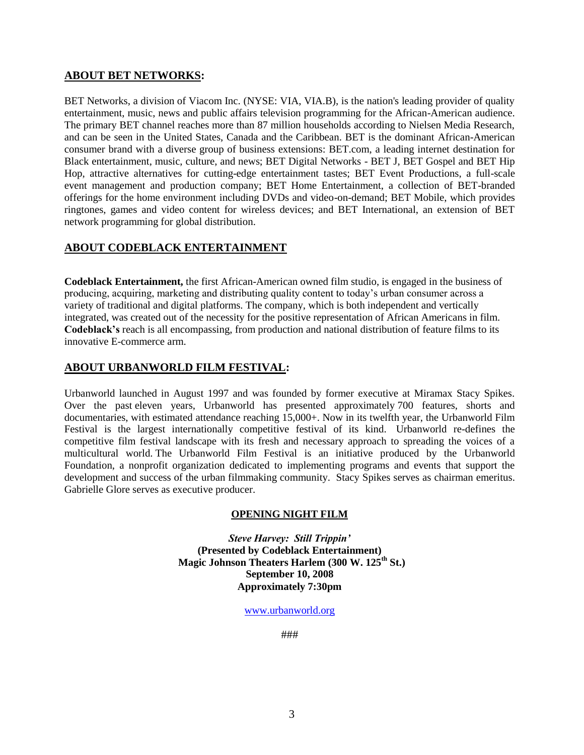## **ABOUT BET NETWORKS:**

BET Networks, a division of Viacom Inc. (NYSE: VIA, VIA.B), is the nation's leading provider of quality entertainment, music, news and public affairs television programming for the African-American audience. The primary BET channel reaches more than 87 million households according to Nielsen Media Research, and can be seen in the United States, Canada and the Caribbean. BET is the dominant African-American consumer brand with a diverse group of business extensions: BET.com, a leading internet destination for Black entertainment, music, culture, and news; BET Digital Networks - BET J, BET Gospel and BET Hip Hop, attractive alternatives for cutting-edge entertainment tastes; BET Event Productions, a full-scale event management and production company; BET Home Entertainment, a collection of BET-branded offerings for the home environment including DVDs and video-on-demand; BET Mobile, which provides ringtones, games and video content for wireless devices; and BET International, an extension of BET network programming for global distribution.

## **ABOUT CODEBLACK ENTERTAINMENT**

**Codeblack Entertainment,** the first African-American owned film studio, is engaged in the business of producing, acquiring, marketing and distributing quality content to today's urban consumer across a variety of traditional and digital platforms. The company, which is both independent and vertically integrated, was created out of the necessity for the positive representation of African Americans in film. **Codeblack's** reach is all encompassing, from production and national distribution of feature films to its innovative E-commerce arm.

## **ABOUT URBANWORLD FILM FESTIVAL:**

Urbanworld launched in August 1997 and was founded by former executive at Miramax Stacy Spikes. Over the past eleven years, Urbanworld has presented approximately 700 features, shorts and documentaries, with estimated attendance reaching 15,000+. Now in its twelfth year, the Urbanworld Film Festival is the largest internationally competitive festival of its kind. Urbanworld re-defines the competitive film festival landscape with its fresh and necessary approach to spreading the voices of a multicultural world. The Urbanworld Film Festival is an initiative produced by the Urbanworld Foundation, a nonprofit organization dedicated to implementing programs and events that support the development and success of the urban filmmaking community. Stacy Spikes serves as chairman emeritus. Gabrielle Glore serves as executive producer.

### **OPENING NIGHT FILM**

***Steve Harvey: Still Trippin'***
**(Presented by Codeblack Entertainment)**
**Magic Johnson Theaters Harlem (300 W. 125th St.)**
**September 10, 2008**
**Approximately 7:30pm**

www.urbanworld.org

###